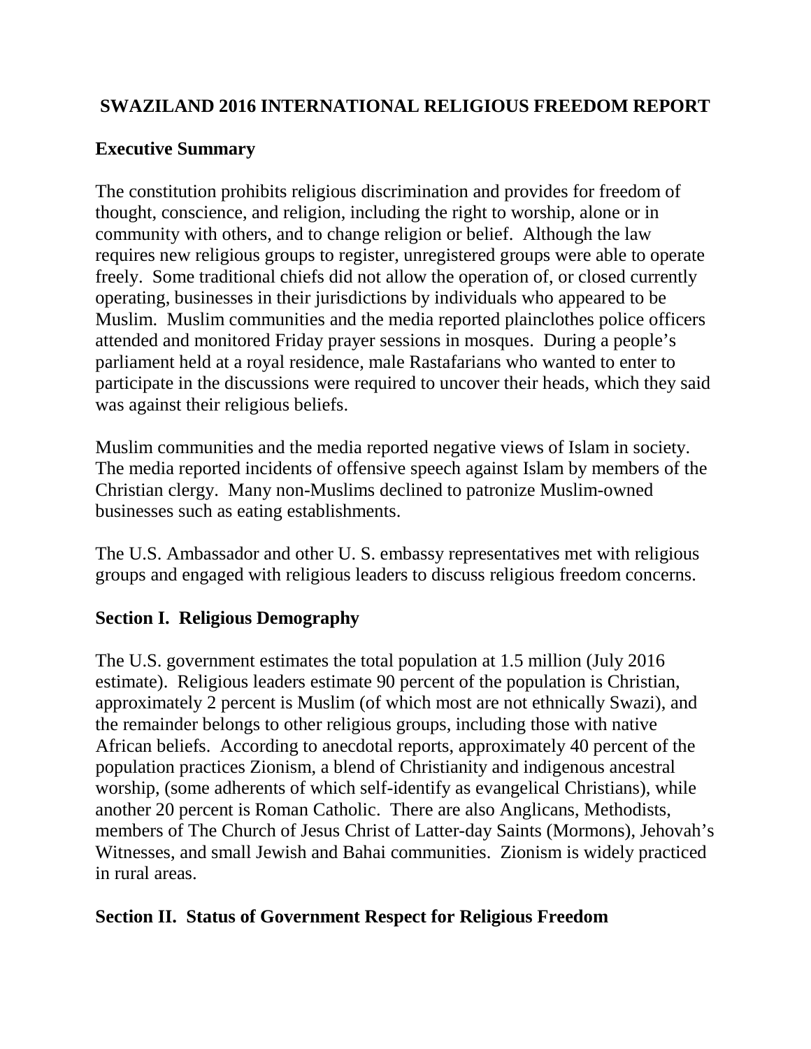# SWAZILAND 2016 INTERNATIONAL RELIGIOUS FREEDOM REPORT

## Executive Summary

The constitution prohibits religious discrimination and provides for freedom of thought, conscience, and religion, including the right to worship, alone or in community with others, and to change religion or belief. Although the law requires new religious groups to register, unregistered groups were able to operate freely. Some traditional chiefs did not allow the operation of, or closed currently operating, businesses in their jurisdictions by individuals who appeared to be Muslim. Muslim communities and the media reported plainclothes police officers attended and monitored Friday prayer sessions in mosques. During a people's parliament held at a royal residence, male Rastafarians who wanted to enter to participate in the discussions were required to uncover their heads, which they said was against their religious beliefs.

Muslim communities and the media reported negative views of Islam in society. The media reported incidents of offensive speech against Islam by members of the Christian clergy. Many non-Muslims declined to patronize Muslim-owned businesses such as eating establishments.

The U.S. Ambassador and other U. S. embassy representatives met with religious groups and engaged with religious leaders to discuss religious freedom concerns.

## Section I. Religious Demography

The U.S. government estimates the total population at 1.5 million (July 2016 estimate). Religious leaders estimate 90 percent of the population is Christian, approximately 2 percent is Muslim (of which most are not ethnically Swazi), and the remainder belongs to other religious groups, including those with native African beliefs. According to anecdotal reports, approximately 40 percent of the population practices Zionism, a blend of Christianity and indigenous ancestral worship, (some adherents of which self-identify as evangelical Christians), while another 20 percent is Roman Catholic. There are also Anglicans, Methodists, members of The Church of Jesus Christ of Latter-day Saints (Mormons), Jehovah's Witnesses, and small Jewish and Bahai communities. Zionism is widely practiced in rural areas.

## Section II. Status of Government Respect for Religious Freedom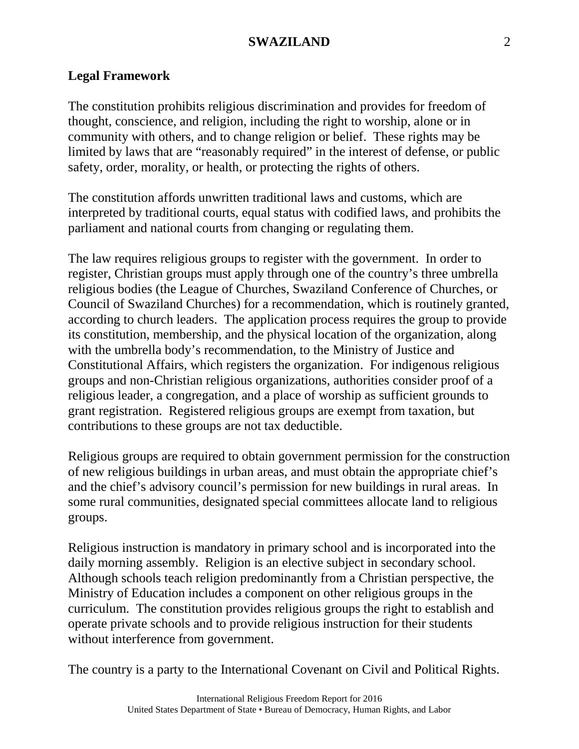## Legal Framework

The constitution prohibits religious discrimination and provides for freedom of thought, conscience, and religion, including the right to worship, alone or in community with others, and to change religion or belief. These rights may be limited by laws that are "reasonably required" in the interest of defense, or public safety, order, morality, or health, or protecting the rights of others.

The constitution affords unwritten traditional laws and customs, which are interpreted by traditional courts, equal status with codified laws, and prohibits the parliament and national courts from changing or regulating them.

The law requires religious groups to register with the government. In order to register, Christian groups must apply through one of the country's three umbrella religious bodies (the League of Churches, Swaziland Conference of Churches, or Council of Swaziland Churches) for a recommendation, which is routinely granted, according to church leaders. The application process requires the group to provide its constitution, membership, and the physical location of the organization, along with the umbrella body's recommendation, to the Ministry of Justice and Constitutional Affairs, which registers the organization. For indigenous religious groups and non-Christian religious organizations, authorities consider proof of a religious leader, a congregation, and a place of worship as sufficient grounds to grant registration. Registered religious groups are exempt from taxation, but contributions to these groups are not tax deductible.

Religious groups are required to obtain government permission for the construction of new religious buildings in urban areas, and must obtain the appropriate chief's and the chief's advisory council's permission for new buildings in rural areas. In some rural communities, designated special committees allocate land to religious groups.

Religious instruction is mandatory in primary school and is incorporated into the daily morning assembly. Religion is an elective subject in secondary school. Although schools teach religion predominantly from a Christian perspective, the Ministry of Education includes a component on other religious groups in the curriculum. The constitution provides religious groups the right to establish and operate private schools and to provide religious instruction for their students without interference from government.

The country is a party to the International Covenant on Civil and Political Rights.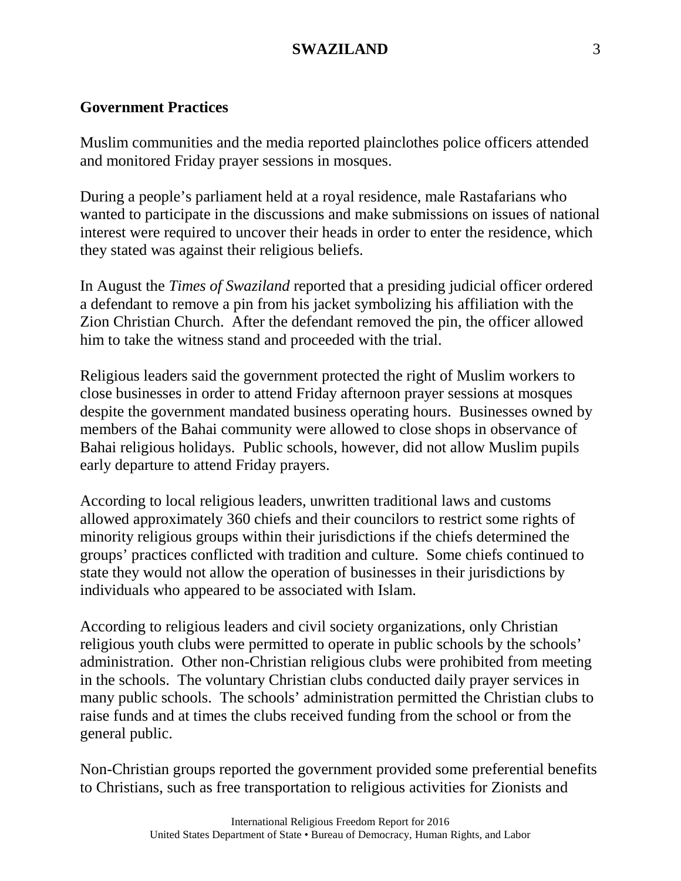## Government Practices

Muslim communities and the media reported plainclothes police officers attended and monitored Friday prayer sessions in mosques.

During a people's parliament held at a royal residence, male Rastafarians who wanted to participate in the discussions and make submissions on issues of national interest were required to uncover their heads in order to enter the residence, which they stated was against their religious beliefs.

In August the *Times of Swaziland* reported that a presiding judicial officer ordered a defendant to remove a pin from his jacket symbolizing his affiliation with the Zion Christian Church. After the defendant removed the pin, the officer allowed him to take the witness stand and proceeded with the trial.

Religious leaders said the government protected the right of Muslim workers to close businesses in order to attend Friday afternoon prayer sessions at mosques despite the government mandated business operating hours. Businesses owned by members of the Bahai community were allowed to close shops in observance of Bahai religious holidays. Public schools, however, did not allow Muslim pupils early departure to attend Friday prayers.

According to local religious leaders, unwritten traditional laws and customs allowed approximately 360 chiefs and their councilors to restrict some rights of minority religious groups within their jurisdictions if the chiefs determined the groups' practices conflicted with tradition and culture. Some chiefs continued to state they would not allow the operation of businesses in their jurisdictions by individuals who appeared to be associated with Islam.

According to religious leaders and civil society organizations, only Christian religious youth clubs were permitted to operate in public schools by the schools' administration. Other non-Christian religious clubs were prohibited from meeting in the schools. The voluntary Christian clubs conducted daily prayer services in many public schools. The schools' administration permitted the Christian clubs to raise funds and at times the clubs received funding from the school or from the general public.

Non-Christian groups reported the government provided some preferential benefits to Christians, such as free transportation to religious activities for Zionists and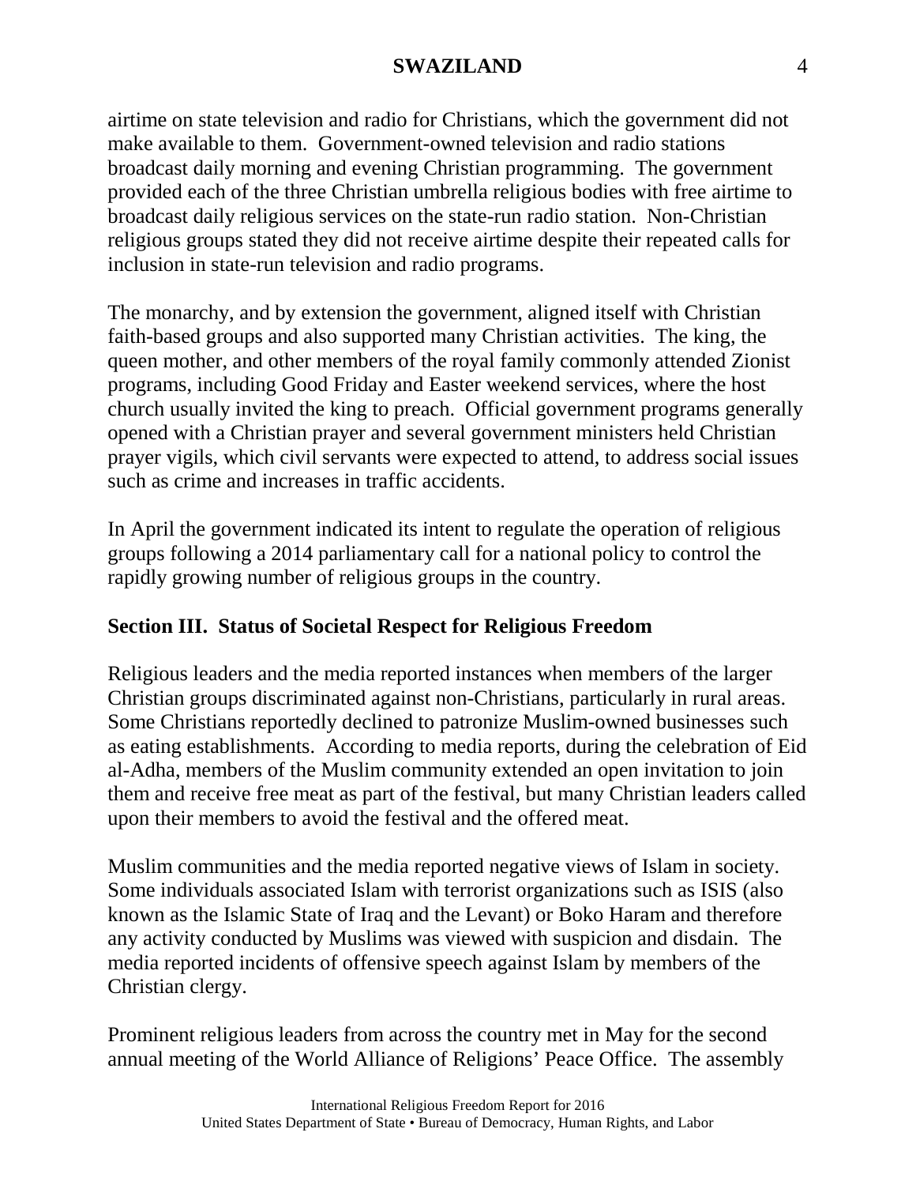airtime on state television and radio for Christians, which the government did not make available to them. Government-owned television and radio stations broadcast daily morning and evening Christian programming. The government provided each of the three Christian umbrella religious bodies with free airtime to broadcast daily religious services on the state-run radio station. Non-Christian religious groups stated they did not receive airtime despite their repeated calls for inclusion in state-run television and radio programs.

The monarchy, and by extension the government, aligned itself with Christian faith-based groups and also supported many Christian activities. The king, the queen mother, and other members of the royal family commonly attended Zionist programs, including Good Friday and Easter weekend services, where the host church usually invited the king to preach. Official government programs generally opened with a Christian prayer and several government ministers held Christian prayer vigils, which civil servants were expected to attend, to address social issues such as crime and increases in traffic accidents.

In April the government indicated its intent to regulate the operation of religious groups following a 2014 parliamentary call for a national policy to control the rapidly growing number of religious groups in the country.

## Section III. Status of Societal Respect for Religious Freedom

Religious leaders and the media reported instances when members of the larger Christian groups discriminated against non-Christians, particularly in rural areas. Some Christians reportedly declined to patronize Muslim-owned businesses such as eating establishments. According to media reports, during the celebration of Eid al-Adha, members of the Muslim community extended an open invitation to join them and receive free meat as part of the festival, but many Christian leaders called upon their members to avoid the festival and the offered meat.

Muslim communities and the media reported negative views of Islam in society. Some individuals associated Islam with terrorist organizations such as ISIS (also known as the Islamic State of Iraq and the Levant) or Boko Haram and therefore any activity conducted by Muslims was viewed with suspicion and disdain. The media reported incidents of offensive speech against Islam by members of the Christian clergy.

Prominent religious leaders from across the country met in May for the second annual meeting of the World Alliance of Religions' Peace Office. The assembly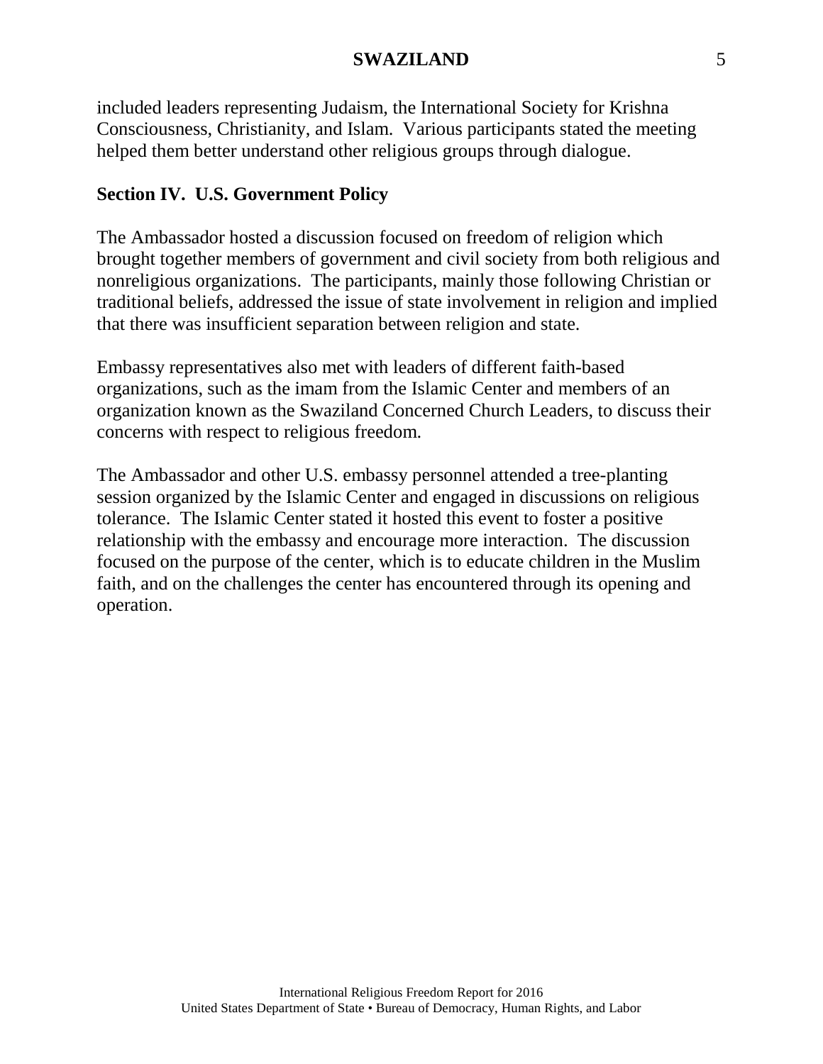included leaders representing Judaism, the International Society for Krishna Consciousness, Christianity, and Islam.  Various participants stated the meeting helped them better understand other religious groups through dialogue.

## Section IV.  U.S. Government Policy

The Ambassador hosted a discussion focused on freedom of religion which brought together members of government and civil society from both religious and nonreligious organizations.  The participants, mainly those following Christian or traditional beliefs, addressed the issue of state involvement in religion and implied that there was insufficient separation between religion and state.

Embassy representatives also met with leaders of different faith-based organizations, such as the imam from the Islamic Center and members of an organization known as the Swaziland Concerned Church Leaders, to discuss their concerns with respect to religious freedom.

The Ambassador and other U.S. embassy personnel attended a tree-planting session organized by the Islamic Center and engaged in discussions on religious tolerance.  The Islamic Center stated it hosted this event to foster a positive relationship with the embassy and encourage more interaction.  The discussion focused on the purpose of the center, which is to educate children in the Muslim faith, and on the challenges the center has encountered through its opening and operation.